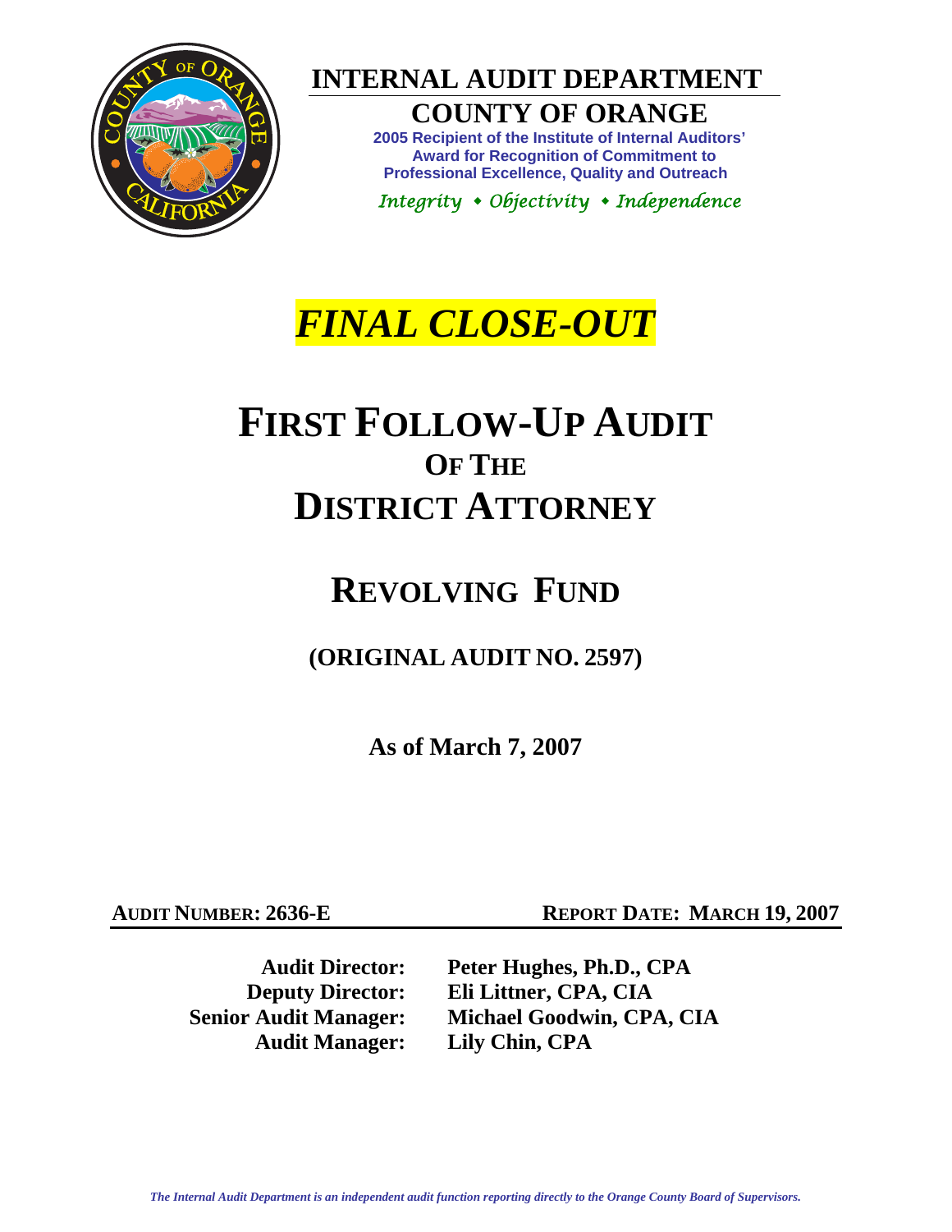# INTERNAL AUDIT DEPARTMENT

## COUNTY OF ORANGE

**2005 Recipient of the Institute of Internal Auditors' Award for Recognition of Commitment to Professional Excellence, Quality and Outreach**

*Integrity • Objectivity • Independence*

# *FINAL CLOSE-OUT*

# FIRST FOLLOW-UP AUDIT OF THE DISTRICT ATTORNEY

# REVOLVING FUND

## (ORIGINAL AUDIT NO. 2597)

**As of March 7, 2007**

**AUDIT NUMBER: 2636-E** **REPORT DATE: MARCH 19, 2007**

**Audit Director:** **Peter Hughes, Ph.D., CPA**
**Deputy Director:** **Eli Littner, CPA, CIA**
**Senior Audit Manager:** **Michael Goodwin, CPA, CIA**
**Audit Manager:** **Lily Chin, CPA**

*The Internal Audit Department is an independent audit function reporting directly to the Orange County Board of Supervisors.*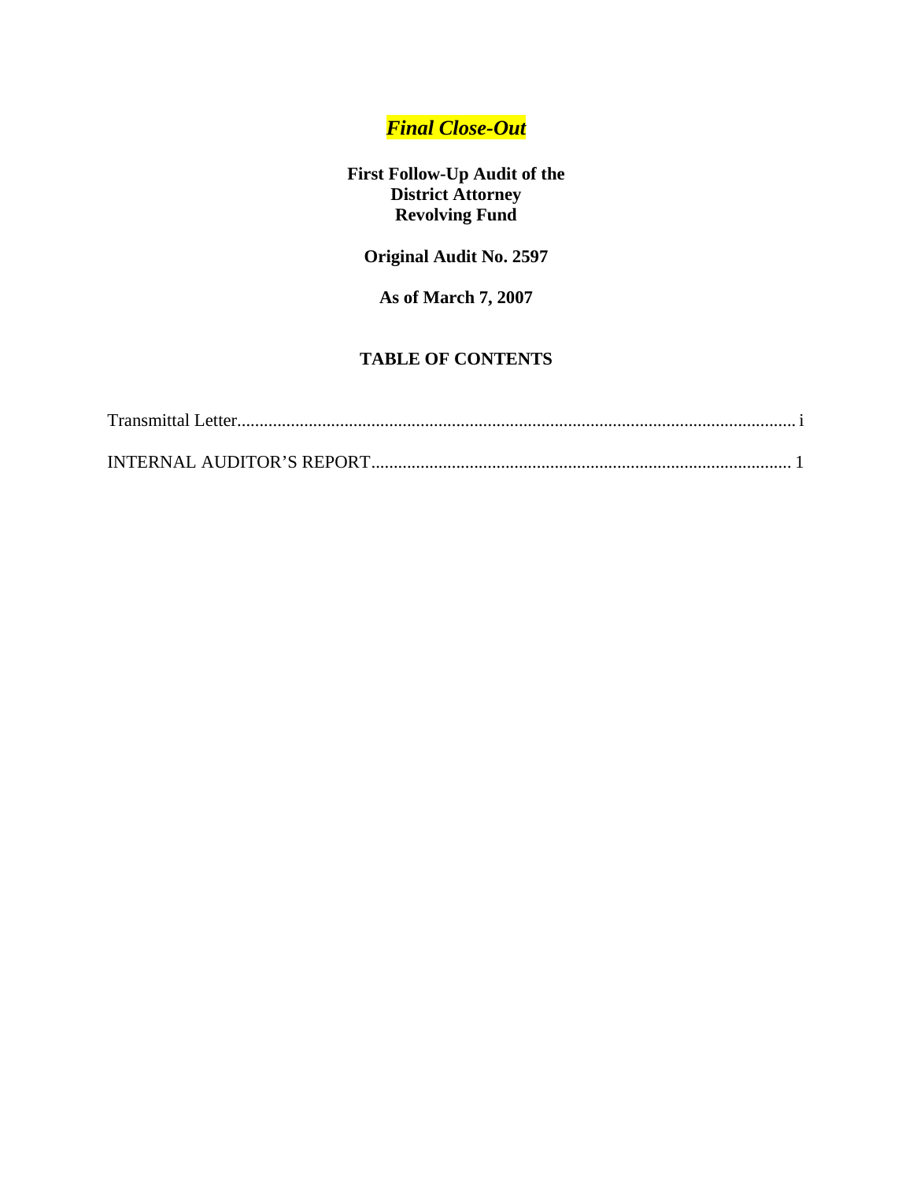***Final Close-Out***

**First Follow-Up Audit of the**
**District Attorney**
**Revolving Fund**

**Original Audit No. 2597**

**As of March 7, 2007**

**TABLE OF CONTENTS**

Transmittal Letter............................................................................................................................ i

INTERNAL AUDITOR'S REPORT............................................................................................. 1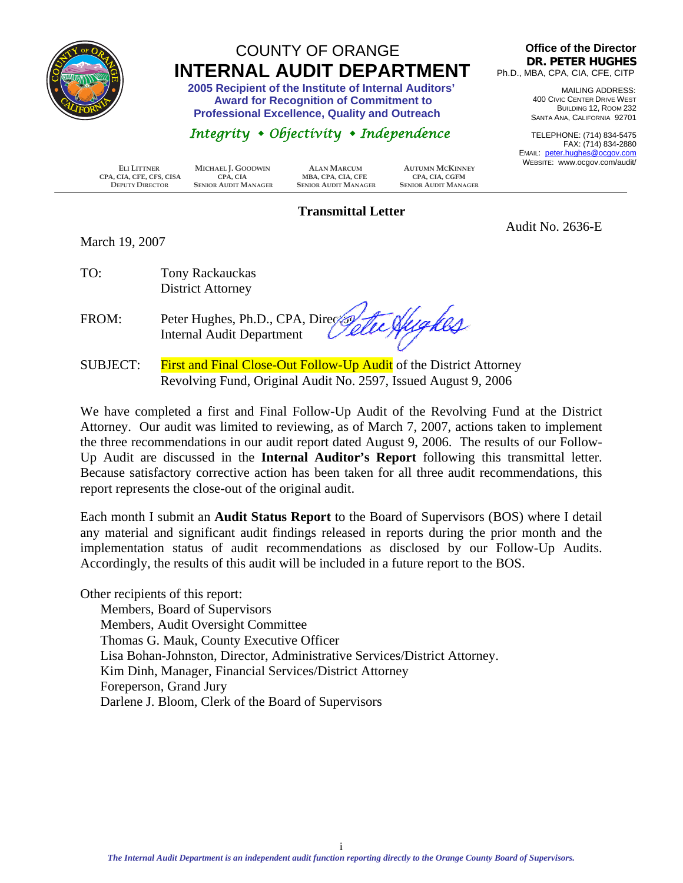# COUNTY OF ORANGE
# INTERNAL AUDIT DEPARTMENT

**2005 Recipient of the Institute of Internal Auditors' Award for Recognition of Commitment to Professional Excellence, Quality and Outreach**

*Integrity • Objectivity • Independence*

**Office of the Director**
**DR. PETER HUGHES**
Ph.D., MBA, CPA, CIA, CFE, CITP

MAILING ADDRESS:
400 CIVIC CENTER DRIVE WEST
BUILDING 12, ROOM 232
SANTA ANA, CALIFORNIA 92701

TELEPHONE: (714) 834-5475
FAX: (714) 834-2880
EMAIL: peter.hughes@ocgov.com
WEBSITE: www.ocgov.com/audit/

| ELI LITTNER | MICHAEL J. GOODWIN | ALAN MARCUM | AUTUMN MCKINNEY |
|---|---|---|---|
| CPA, CIA, CFE, CFS, CISA | CPA, CIA | MBA, CPA, CIA, CFE | CPA, CIA, CGFM |
| DEPUTY DIRECTOR | SENIOR AUDIT MANAGER | SENIOR AUDIT MANAGER | SENIOR AUDIT MANAGER |

## Transmittal Letter

Audit No. 2636-E

March 19, 2007

TO: Tony Rackauckas
District Attorney

FROM: Peter Hughes, Ph.D., CPA, Director
Internal Audit Department

SUBJECT: First and Final Close-Out Follow-Up Audit of the District Attorney Revolving Fund, Original Audit No. 2597, Issued August 9, 2006

We have completed a first and Final Follow-Up Audit of the Revolving Fund at the District Attorney. Our audit was limited to reviewing, as of March 7, 2007, actions taken to implement the three recommendations in our audit report dated August 9, 2006. The results of our Follow-Up Audit are discussed in the **Internal Auditor's Report** following this transmittal letter. Because satisfactory corrective action has been taken for all three audit recommendations, this report represents the close-out of the original audit.

Each month I submit an **Audit Status Report** to the Board of Supervisors (BOS) where I detail any material and significant audit findings released in reports during the prior month and the implementation status of audit recommendations as disclosed by our Follow-Up Audits. Accordingly, the results of this audit will be included in a future report to the BOS.

Other recipients of this report:
- Members, Board of Supervisors
- Members, Audit Oversight Committee
- Thomas G. Mauk, County Executive Officer
- Lisa Bohan-Johnston, Director, Administrative Services/District Attorney.
- Kim Dinh, Manager, Financial Services/District Attorney
- Foreperson, Grand Jury
- Darlene J. Bloom, Clerk of the Board of Supervisors

*The Internal Audit Department is an independent audit function reporting directly to the Orange County Board of Supervisors.*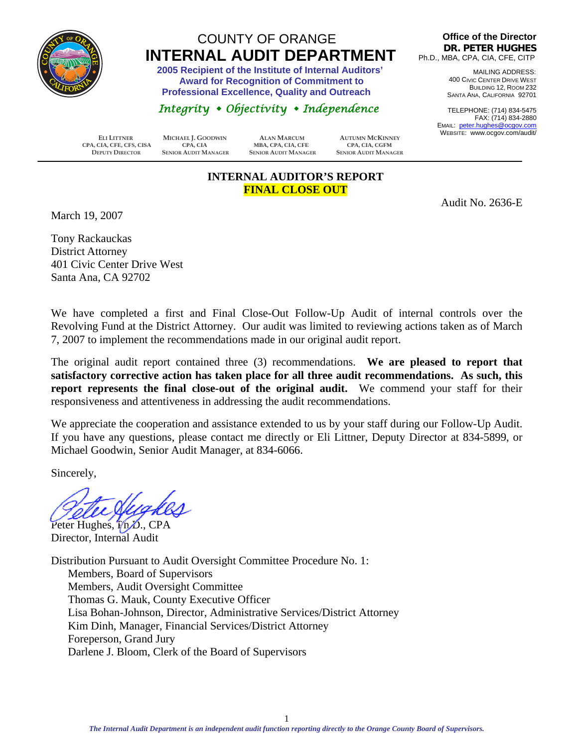# COUNTY OF ORANGE
# INTERNAL AUDIT DEPARTMENT

**2005 Recipient of the Institute of Internal Auditors' Award for Recognition of Commitment to Professional Excellence, Quality and Outreach**

*Integrity ◆ Objectivity ◆ Independence*

**Office of the Director**
**DR. PETER HUGHES**
Ph.D., MBA, CPA, CIA, CFE, CITP

MAILING ADDRESS:
400 CIVIC CENTER DRIVE WEST
BUILDING 12, ROOM 232
SANTA ANA, CALIFORNIA 92701

TELEPHONE: (714) 834-5475
FAX: (714) 834-2880
EMAIL: peter.hughes@ocgov.com
WEBSITE: www.ocgov.com/audit/

| ELI LITTNER<br>CPA, CIA, CFE, CFS, CISA<br>DEPUTY DIRECTOR | MICHAEL J. GOODWIN<br>CPA, CIA<br>SENIOR AUDIT MANAGER | ALAN MARCUM<br>MBA, CPA, CIA, CFE<br>SENIOR AUDIT MANAGER | AUTUMN MCKINNEY<br>CPA, CIA, CGFM<br>SENIOR AUDIT MANAGER |
|---|---|---|---|

**INTERNAL AUDITOR'S REPORT**
**FINAL CLOSE OUT**

Audit No. 2636-E

March 19, 2007

Tony Rackauckas
District Attorney
401 Civic Center Drive West
Santa Ana, CA 92702

We have completed a first and Final Close-Out Follow-Up Audit of internal controls over the Revolving Fund at the District Attorney. Our audit was limited to reviewing actions taken as of March 7, 2007 to implement the recommendations made in our original audit report.

The original audit report contained three (3) recommendations. **We are pleased to report that satisfactory corrective action has taken place for all three audit recommendations. As such, this report represents the final close-out of the original audit.** We commend your staff for their responsiveness and attentiveness in addressing the audit recommendations.

We appreciate the cooperation and assistance extended to us by your staff during our Follow-Up Audit. If you have any questions, please contact me directly or Eli Littner, Deputy Director at 834-5899, or Michael Goodwin, Senior Audit Manager, at 834-6066.

Sincerely,

Peter Hughes, Ph.D., CPA
Director, Internal Audit

Distribution Pursuant to Audit Oversight Committee Procedure No. 1:
- Members, Board of Supervisors
- Members, Audit Oversight Committee
- Thomas G. Mauk, County Executive Officer
- Lisa Bohan-Johnson, Director, Administrative Services/District Attorney
- Kim Dinh, Manager, Financial Services/District Attorney
- Foreperson, Grand Jury
- Darlene J. Bloom, Clerk of the Board of Supervisors

*The Internal Audit Department is an independent audit function reporting directly to the Orange County Board of Supervisors.*